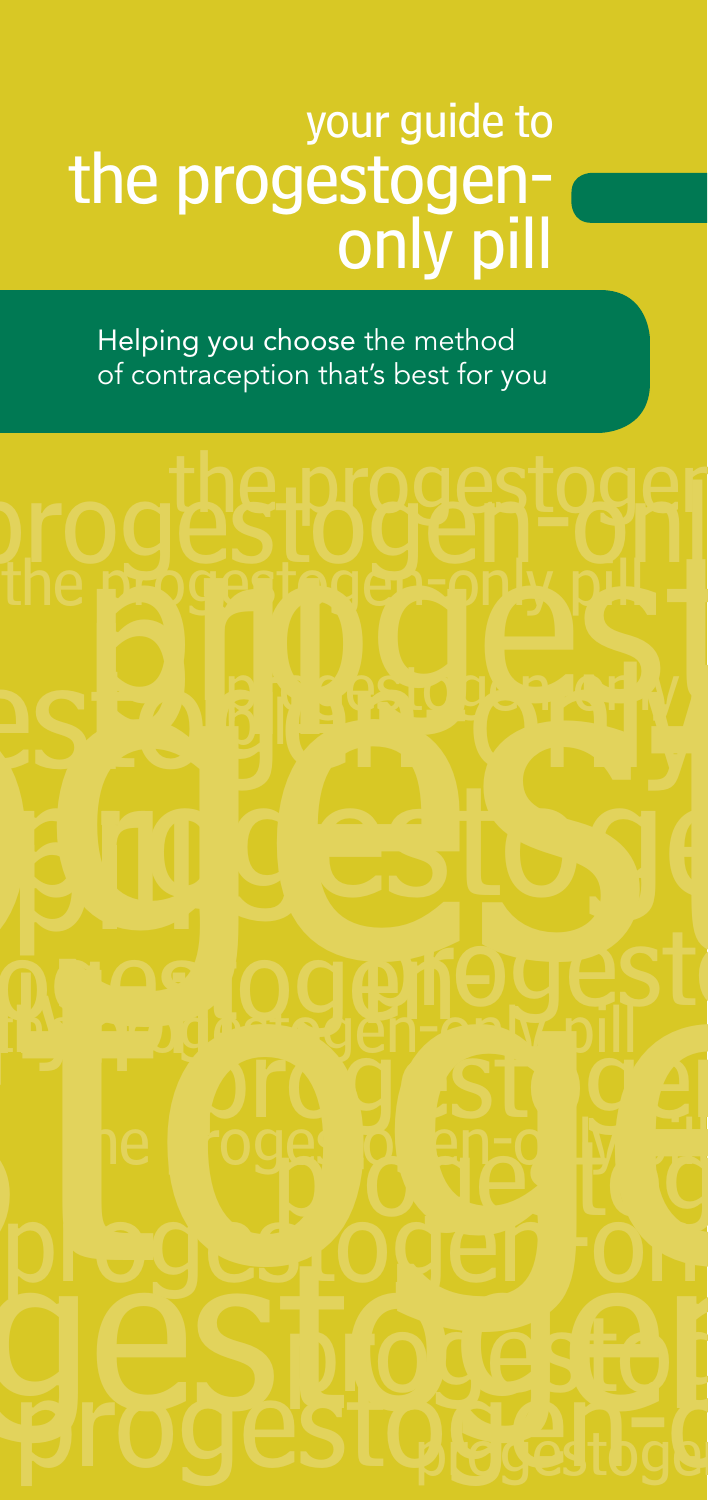# your guide to the progestogen-only pill

Helping you choose the method of contraception that's best for you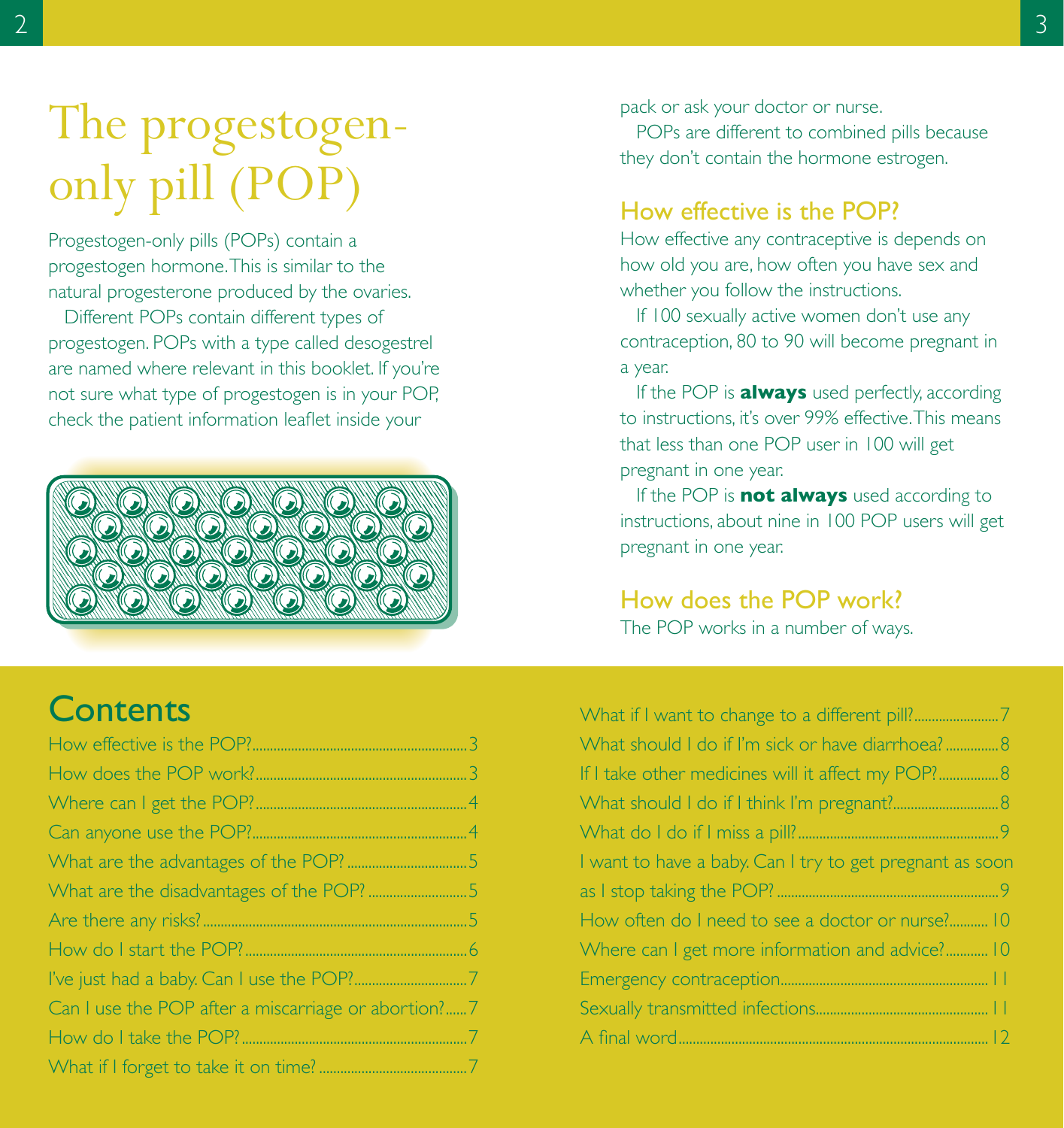# The progestogen-only pill (POP)

Progestogen-only pills (POPs) contain a progestogen hormone. This is similar to the natural progesterone produced by the ovaries.

Different POPs contain different types of progestogen. POPs with a type called desogestrel are named where relevant in this booklet. If you're not sure what type of progestogen is in your POP, check the patient information leaflet inside your pack or ask your doctor or nurse.

POPs are different to combined pills because they don't contain the hormone estrogen.

## How effective is the POP?

How effective any contraceptive is depends on how old you are, how often you have sex and whether you follow the instructions.

If 100 sexually active women don't use any contraception, 80 to 90 will become pregnant in a year.

If the POP is **always** used perfectly, according to instructions, it's over 99% effective. This means that less than one POP user in 100 will get pregnant in one year.

If the POP is **not always** used according to instructions, about nine in 100 POP users will get pregnant in one year.

## How does the POP work?

The POP works in a number of ways.

## Contents

- How effective is the POP? ... 3
- How does the POP work? ... 3
- Where can I get the POP? ... 4
- Can anyone use the POP? ... 4
- What are the advantages of the POP? ... 5
- What are the disadvantages of the POP? ... 5
- Are there any risks? ... 5
- How do I start the POP? ... 6
- I've just had a baby. Can I use the POP? ... 7
- Can I use the POP after a miscarriage or abortion? ... 7
- How do I take the POP? ... 7
- What if I forget to take it on time? ... 7
- What if I want to change to a different pill? ... 7
- What should I do if I'm sick or have diarrhoea? ... 8
- If I take other medicines will it affect my POP? ... 8
- What should I do if I think I'm pregnant? ... 8
- What do I do if I miss a pill? ... 9
- I want to have a baby. Can I try to get pregnant as soon as I stop taking the POP? ... 9
- How often do I need to see a doctor or nurse? ... 10
- Where can I get more information and advice? ... 10
- Emergency contraception ... 11
- Sexually transmitted infections ... 11
- A final word ... 12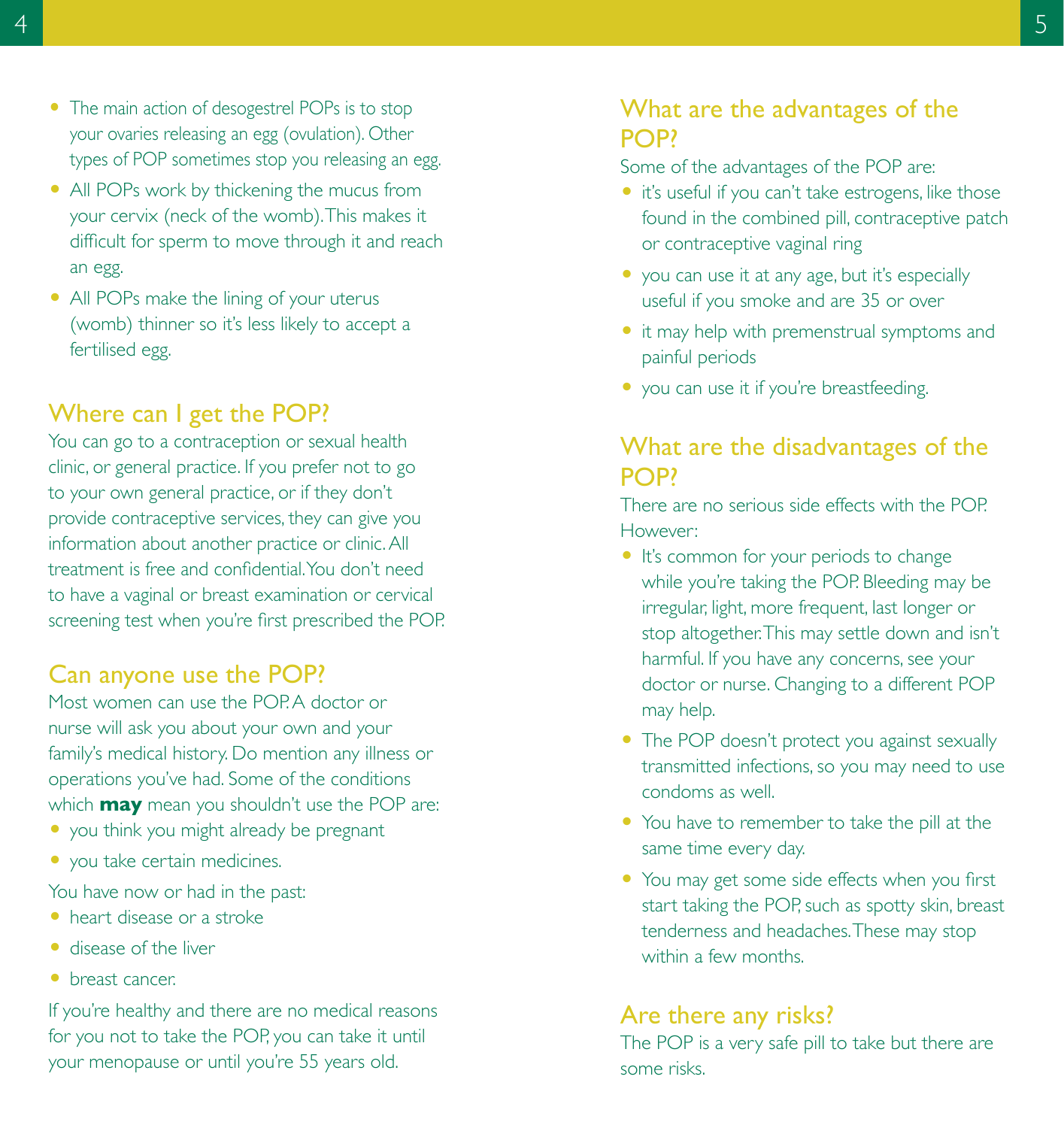- The main action of desogestrel POPs is to stop your ovaries releasing an egg (ovulation). Other types of POP sometimes stop you releasing an egg.
- All POPs work by thickening the mucus from your cervix (neck of the womb). This makes it difficult for sperm to move through it and reach an egg.
- All POPs make the lining of your uterus (womb) thinner so it's less likely to accept a fertilised egg.

## Where can I get the POP?

You can go to a contraception or sexual health clinic, or general practice. If you prefer not to go to your own general practice, or if they don't provide contraceptive services, they can give you information about another practice or clinic. All treatment is free and confidential. You don't need to have a vaginal or breast examination or cervical screening test when you're first prescribed the POP.

## Can anyone use the POP?

Most women can use the POP. A doctor or nurse will ask you about your own and your family's medical history. Do mention any illness or operations you've had. Some of the conditions which **may** mean you shouldn't use the POP are:

- you think you might already be pregnant
- you take certain medicines.

You have now or had in the past:

- heart disease or a stroke
- disease of the liver
- breast cancer.

If you're healthy and there are no medical reasons for you not to take the POP, you can take it until your menopause or until you're 55 years old.

## What are the advantages of the POP?

Some of the advantages of the POP are:

- it's useful if you can't take estrogens, like those found in the combined pill, contraceptive patch or contraceptive vaginal ring
- you can use it at any age, but it's especially useful if you smoke and are 35 or over
- it may help with premenstrual symptoms and painful periods
- you can use it if you're breastfeeding.

## What are the disadvantages of the POP?

There are no serious side effects with the POP. However:

- It's common for your periods to change while you're taking the POP. Bleeding may be irregular, light, more frequent, last longer or stop altogether. This may settle down and isn't harmful. If you have any concerns, see your doctor or nurse. Changing to a different POP may help.
- The POP doesn't protect you against sexually transmitted infections, so you may need to use condoms as well.
- You have to remember to take the pill at the same time every day.
- You may get some side effects when you first start taking the POP, such as spotty skin, breast tenderness and headaches. These may stop within a few months.

## Are there any risks?

The POP is a very safe pill to take but there are some risks.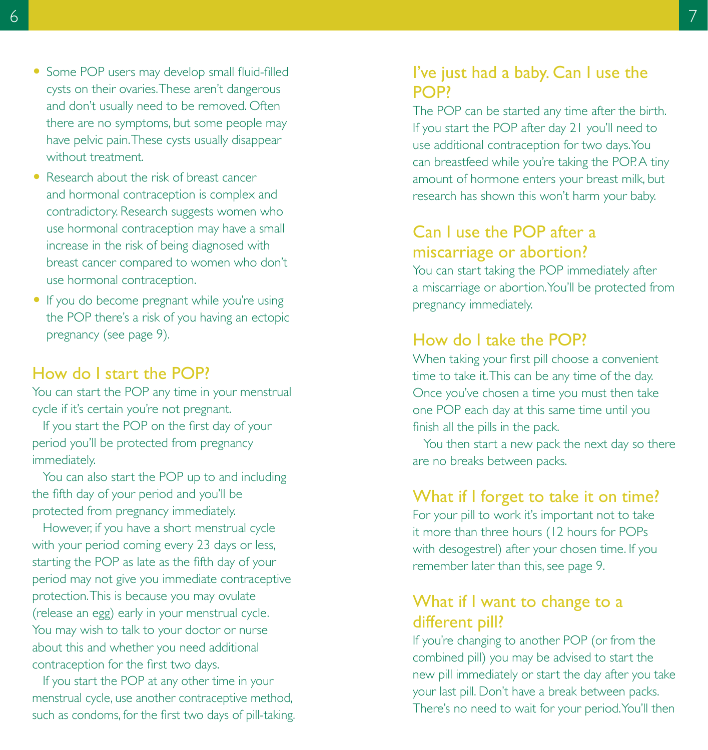- Some POP users may develop small fluid-filled cysts on their ovaries. These aren't dangerous and don't usually need to be removed. Often there are no symptoms, but some people may have pelvic pain. These cysts usually disappear without treatment.
- Research about the risk of breast cancer and hormonal contraception is complex and contradictory. Research suggests women who use hormonal contraception may have a small increase in the risk of being diagnosed with breast cancer compared to women who don't use hormonal contraception.
- If you do become pregnant while you're using the POP there's a risk of you having an ectopic pregnancy (see page 9).

## How do I start the POP?

You can start the POP any time in your menstrual cycle if it's certain you're not pregnant.

If you start the POP on the first day of your period you'll be protected from pregnancy immediately.

You can also start the POP up to and including the fifth day of your period and you'll be protected from pregnancy immediately.

However, if you have a short menstrual cycle with your period coming every 23 days or less, starting the POP as late as the fifth day of your period may not give you immediate contraceptive protection. This is because you may ovulate (release an egg) early in your menstrual cycle. You may wish to talk to your doctor or nurse about this and whether you need additional contraception for the first two days.

If you start the POP at any other time in your menstrual cycle, use another contraceptive method, such as condoms, for the first two days of pill-taking.

## I've just had a baby. Can I use the POP?

The POP can be started any time after the birth. If you start the POP after day 21 you'll need to use additional contraception for two days. You can breastfeed while you're taking the POP. A tiny amount of hormone enters your breast milk, but research has shown this won't harm your baby.

## Can I use the POP after a miscarriage or abortion?

You can start taking the POP immediately after a miscarriage or abortion. You'll be protected from pregnancy immediately.

## How do I take the POP?

When taking your first pill choose a convenient time to take it. This can be any time of the day. Once you've chosen a time you must then take one POP each day at this same time until you finish all the pills in the pack.

You then start a new pack the next day so there are no breaks between packs.

## What if I forget to take it on time?

For your pill to work it's important not to take it more than three hours (12 hours for POPs with desogestrel) after your chosen time. If you remember later than this, see page 9.

## What if I want to change to a different pill?

If you're changing to another POP (or from the combined pill) you may be advised to start the new pill immediately or start the day after you take your last pill. Don't have a break between packs. There's no need to wait for your period. You'll then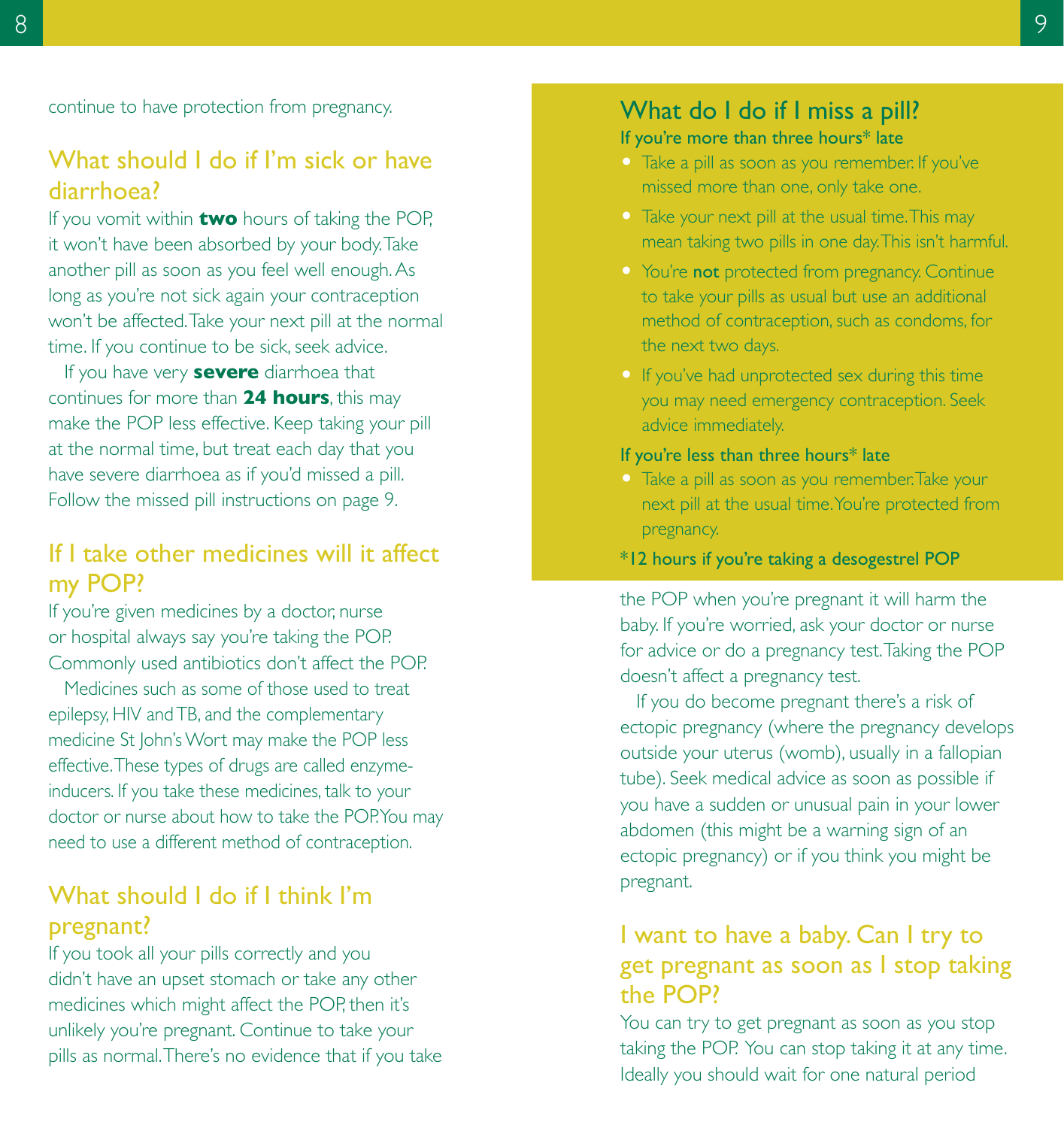continue to have protection from pregnancy.

## What should I do if I'm sick or have diarrhoea?

If you vomit within **two** hours of taking the POP, it won't have been absorbed by your body. Take another pill as soon as you feel well enough. As long as you're not sick again your contraception won't be affected. Take your next pill at the normal time. If you continue to be sick, seek advice.

If you have very **severe** diarrhoea that continues for more than **24 hours**, this may make the POP less effective. Keep taking your pill at the normal time, but treat each day that you have severe diarrhoea as if you'd missed a pill. Follow the missed pill instructions on page 9.

## If I take other medicines will it affect my POP?

If you're given medicines by a doctor, nurse or hospital always say you're taking the POP. Commonly used antibiotics don't affect the POP.

Medicines such as some of those used to treat epilepsy, HIV and TB, and the complementary medicine St John's Wort may make the POP less effective. These types of drugs are called enzyme-inducers. If you take these medicines, talk to your doctor or nurse about how to take the POP. You may need to use a different method of contraception.

## What should I do if I think I'm pregnant?

If you took all your pills correctly and you didn't have an upset stomach or take any other medicines which might affect the POP, then it's unlikely you're pregnant. Continue to take your pills as normal. There's no evidence that if you take the POP when you're pregnant it will harm the baby. If you're worried, ask your doctor or nurse for advice or do a pregnancy test. Taking the POP doesn't affect a pregnancy test.

If you do become pregnant there's a risk of ectopic pregnancy (where the pregnancy develops outside your uterus (womb), usually in a fallopian tube). Seek medical advice as soon as possible if you have a sudden or unusual pain in your lower abdomen (this might be a warning sign of an ectopic pregnancy) or if you think you might be pregnant.

## What do I do if I miss a pill?

**If you're more than three hours* late**

- Take a pill as soon as you remember. If you've missed more than one, only take one.
- Take your next pill at the usual time. This may mean taking two pills in one day. This isn't harmful.
- You're **not** protected from pregnancy. Continue to take your pills as usual but use an additional method of contraception, such as condoms, for the next two days.
- If you've had unprotected sex during this time you may need emergency contraception. Seek advice immediately.

**If you're less than three hours* late**

- Take a pill as soon as you remember. Take your next pill at the usual time. You're protected from pregnancy.

**\*12 hours if you're taking a desogestrel POP**

## I want to have a baby. Can I try to get pregnant as soon as I stop taking the POP?

You can try to get pregnant as soon as you stop taking the POP. You can stop taking it at any time. Ideally you should wait for one natural period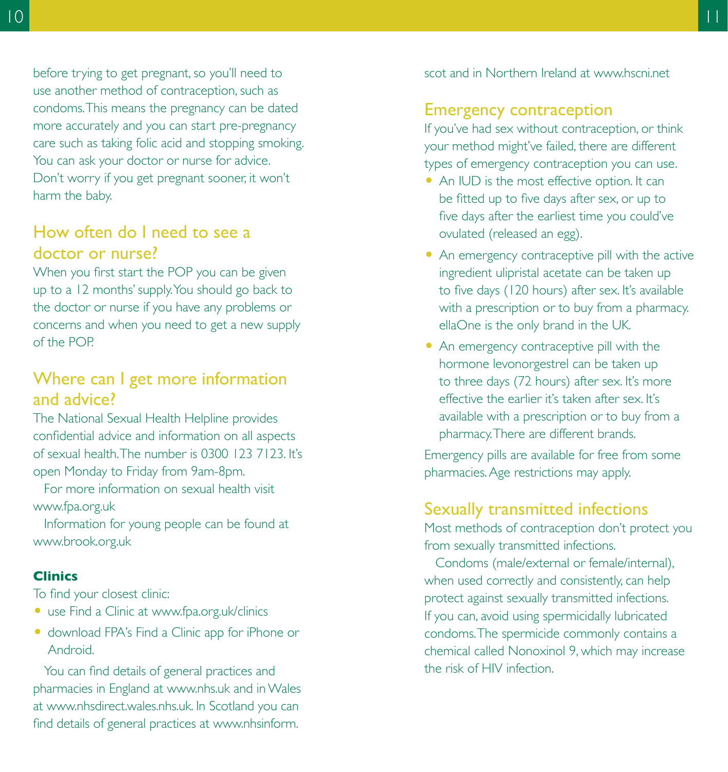before trying to get pregnant, so you'll need to use another method of contraception, such as condoms. This means the pregnancy can be dated more accurately and you can start pre-pregnancy care such as taking folic acid and stopping smoking. You can ask your doctor or nurse for advice. Don't worry if you get pregnant sooner, it won't harm the baby.

## How often do I need to see a doctor or nurse?

When you first start the POP you can be given up to a 12 months' supply. You should go back to the doctor or nurse if you have any problems or concerns and when you need to get a new supply of the POP.

## Where can I get more information and advice?

The National Sexual Health Helpline provides confidential advice and information on all aspects of sexual health. The number is 0300 123 7123. It's open Monday to Friday from 9am-8pm.

For more information on sexual health visit www.fpa.org.uk

Information for young people can be found at www.brook.org.uk

### Clinics

To find your closest clinic:

- use Find a Clinic at www.fpa.org.uk/clinics
- download FPA's Find a Clinic app for iPhone or Android.

You can find details of general practices and pharmacies in England at www.nhs.uk and in Wales at www.nhsdirect.wales.nhs.uk. In Scotland you can find details of general practices at www.nhsinform.scot and in Northern Ireland at www.hscni.net

## Emergency contraception

If you've had sex without contraception, or think your method might've failed, there are different types of emergency contraception you can use.

- An IUD is the most effective option. It can be fitted up to five days after sex, or up to five days after the earliest time you could've ovulated (released an egg).
- An emergency contraceptive pill with the active ingredient ulipristal acetate can be taken up to five days (120 hours) after sex. It's available with a prescription or to buy from a pharmacy. ellaOne is the only brand in the UK.
- An emergency contraceptive pill with the hormone levonorgestrel can be taken up to three days (72 hours) after sex. It's more effective the earlier it's taken after sex. It's available with a prescription or to buy from a pharmacy. There are different brands.

Emergency pills are available for free from some pharmacies. Age restrictions may apply.

## Sexually transmitted infections

Most methods of contraception don't protect you from sexually transmitted infections.

Condoms (male/external or female/internal), when used correctly and consistently, can help protect against sexually transmitted infections. If you can, avoid using spermicidally lubricated condoms. The spermicide commonly contains a chemical called Nonoxinol 9, which may increase the risk of HIV infection.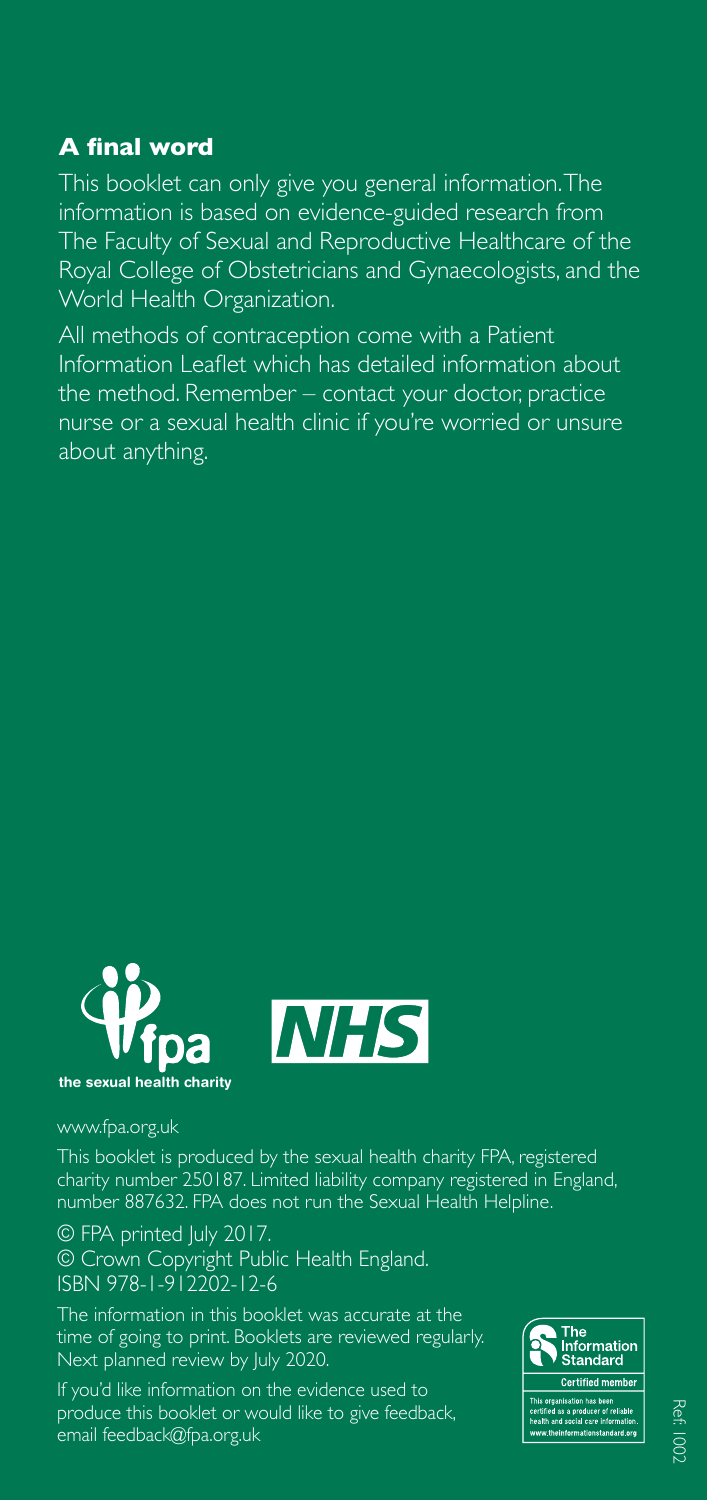## A final word

This booklet can only give you general information. The information is based on evidence-guided research from The Faculty of Sexual and Reproductive Healthcare of the Royal College of Obstetricians and Gynaecologists, and the World Health Organization.

All methods of contraception come with a Patient Information Leaflet which has detailed information about the method. Remember – contact your doctor, practice nurse or a sexual health clinic if you're worried or unsure about anything.

fpa
the sexual health charity

NHS

www.fpa.org.uk

This booklet is produced by the sexual health charity FPA, registered charity number 250187. Limited liability company registered in England, number 887632. FPA does not run the Sexual Health Helpline.

© FPA printed July 2017.
© Crown Copyright Public Health England.
ISBN 978-1-912202-12-6

The information in this booklet was accurate at the time of going to print. Booklets are reviewed regularly. Next planned review by July 2020.

If you'd like information on the evidence used to produce this booklet or would like to give feedback, email feedback@fpa.org.uk

The Information Standard
Certified member
This organisation has been certified as a producer of reliable health and social care information.
www.theinformationstandard.org

Ref: 1002